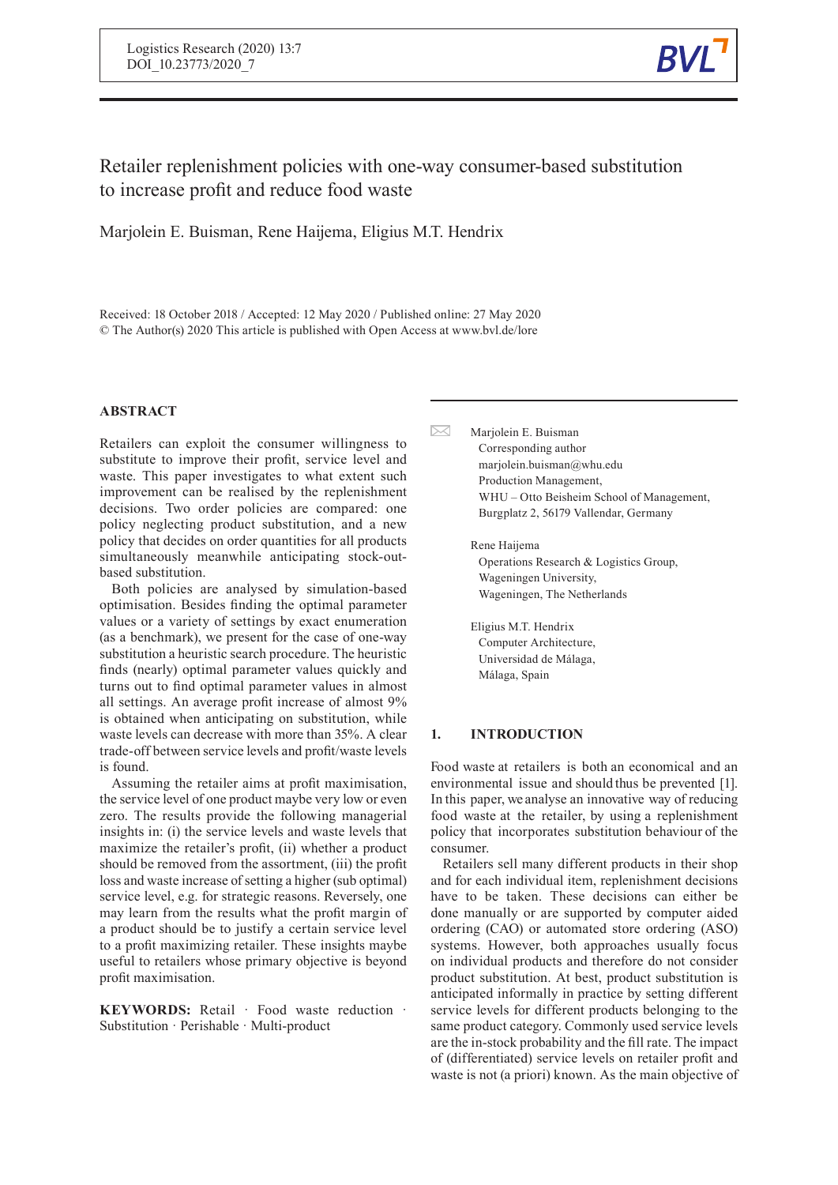Logistics Research (2020) 13:7
DOI_10.23773/2020_7

# Retailer replenishment policies with one-way consumer-based substitution to increase profit and reduce food waste

Marjolein E. Buisman, Rene Haijema, Eligius M.T. Hendrix

Received: 18 October 2018 / Accepted: 12 May 2020 / Published online: 27 May 2020
© The Author(s) 2020 This article is published with Open Access at www.bvl.de/lore

## ABSTRACT

Retailers can exploit the consumer willingness to substitute to improve their profit, service level and waste. This paper investigates to what extent such improvement can be realised by the replenishment decisions. Two order policies are compared: one policy neglecting product substitution, and a new policy that decides on order quantities for all products simultaneously meanwhile anticipating stock-out-based substitution.

Both policies are analysed by simulation-based optimisation. Besides finding the optimal parameter values or a variety of settings by exact enumeration (as a benchmark), we present for the case of one-way substitution a heuristic search procedure. The heuristic finds (nearly) optimal parameter values quickly and turns out to find optimal parameter values in almost all settings. An average profit increase of almost 9% is obtained when anticipating on substitution, while waste levels can decrease with more than 35%. A clear trade-off between service levels and profit/waste levels is found.

Assuming the retailer aims at profit maximisation, the service level of one product maybe very low or even zero. The results provide the following managerial insights in: (i) the service levels and waste levels that maximize the retailer's profit, (ii) whether a product should be removed from the assortment, (iii) the profit loss and waste increase of setting a higher (sub optimal) service level, e.g. for strategic reasons. Reversely, one may learn from the results what the profit margin of a product should be to justify a certain service level to a profit maximizing retailer. These insights maybe useful to retailers whose primary objective is beyond profit maximisation.

**KEYWORDS:** Retail · Food waste reduction · Substitution · Perishable · Multi-product

---

Marjolein E. Buisman
Corresponding author
marjolein.buisman@whu.edu
Production Management,
WHU – Otto Beisheim School of Management,
Burgplatz 2, 56179 Vallendar, Germany

Rene Haijema
Operations Research & Logistics Group,
Wageningen University,
Wageningen, The Netherlands

Eligius M.T. Hendrix
Computer Architecture,
Universidad de Málaga,
Málaga, Spain

## 1. INTRODUCTION

Food waste at retailers is both an economical and an environmental issue and should thus be prevented [1]. In this paper, we analyse an innovative way of reducing food waste at the retailer, by using a replenishment policy that incorporates substitution behaviour of the consumer.

Retailers sell many different products in their shop and for each individual item, replenishment decisions have to be taken. These decisions can either be done manually or are supported by computer aided ordering (CAO) or automated store ordering (ASO) systems. However, both approaches usually focus on individual products and therefore do not consider product substitution. At best, product substitution is anticipated informally in practice by setting different service levels for different products belonging to the same product category. Commonly used service levels are the in-stock probability and the fill rate. The impact of (differentiated) service levels on retailer profit and waste is not (a priori) known. As the main objective of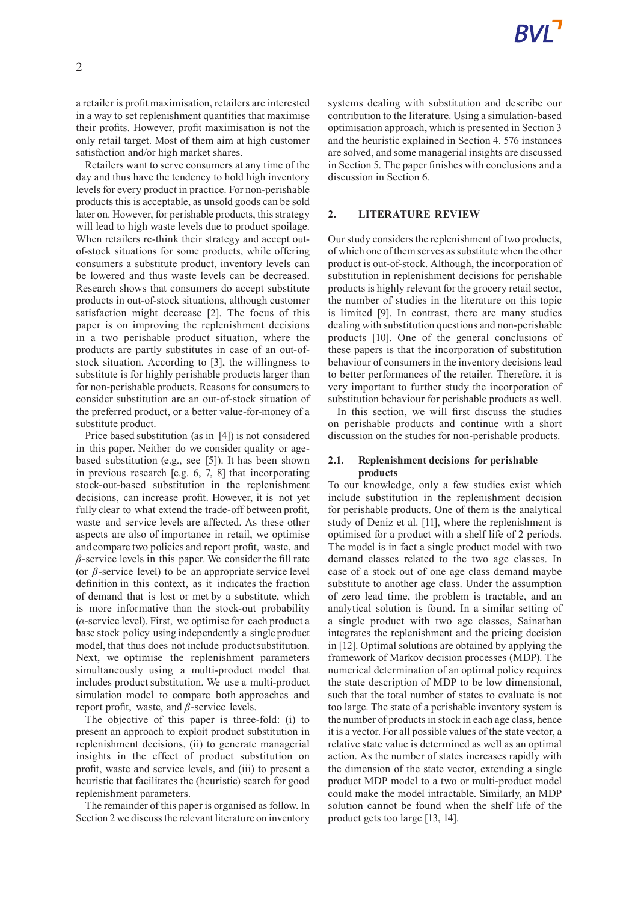a retailer is profit maximisation, retailers are interested in a way to set replenishment quantities that maximise their profits. However, profit maximisation is not the only retail target. Most of them aim at high customer satisfaction and/or high market shares.

Retailers want to serve consumers at any time of the day and thus have the tendency to hold high inventory levels for every product in practice. For non-perishable products this is acceptable, as unsold goods can be sold later on. However, for perishable products, this strategy will lead to high waste levels due to product spoilage. When retailers re-think their strategy and accept out-of-stock situations for some products, while offering consumers a substitute product, inventory levels can be lowered and thus waste levels can be decreased. Research shows that consumers do accept substitute products in out-of-stock situations, although customer satisfaction might decrease [2]. The focus of this paper is on improving the replenishment decisions in a two perishable product situation, where the products are partly substitutes in case of an out-of-stock situation. According to [3], the willingness to substitute is for highly perishable products larger than for non-perishable products. Reasons for consumers to consider substitution are an out-of-stock situation of the preferred product, or a better value-for-money of a substitute product.

Price based substitution (as in [4]) is not considered in this paper. Neither do we consider quality or age-based substitution (e.g., see [5]). It has been shown in previous research [e.g. 6, 7, 8] that incorporating stock-out-based substitution in the replenishment decisions, can increase profit. However, it is not yet fully clear to what extend the trade-off between profit, waste and service levels are affected. As these other aspects are also of importance in retail, we optimise and compare two policies and report profit, waste, and $\beta$-service levels in this paper. We consider the fill rate (or $\beta$-service level) to be an appropriate service level definition in this context, as it indicates the fraction of demand that is lost or met by a substitute, which is more informative than the stock-out probability ($\alpha$-service level). First, we optimise for each product a base stock policy using independently a single product model, that thus does not include product substitution. Next, we optimise the replenishment parameters simultaneously using a multi-product model that includes product substitution. We use a multi-product simulation model to compare both approaches and report profit, waste, and $\beta$-service levels.

The objective of this paper is three-fold: (i) to present an approach to exploit product substitution in replenishment decisions, (ii) to generate managerial insights in the effect of product substitution on profit, waste and service levels, and (iii) to present a heuristic that facilitates the (heuristic) search for good replenishment parameters.

The remainder of this paper is organised as follow. In Section 2 we discuss the relevant literature on inventory systems dealing with substitution and describe our contribution to the literature. Using a simulation-based optimisation approach, which is presented in Section 3 and the heuristic explained in Section 4. 576 instances are solved, and some managerial insights are discussed in Section 5. The paper finishes with conclusions and a discussion in Section 6.

## 2. LITERATURE REVIEW

Our study considers the replenishment of two products, of which one of them serves as substitute when the other product is out-of-stock. Although, the incorporation of substitution in replenishment decisions for perishable products is highly relevant for the grocery retail sector, the number of studies in the literature on this topic is limited [9]. In contrast, there are many studies dealing with substitution questions and non-perishable products [10]. One of the general conclusions of these papers is that the incorporation of substitution behaviour of consumers in the inventory decisions lead to better performances of the retailer. Therefore, it is very important to further study the incorporation of substitution behaviour for perishable products as well.

In this section, we will first discuss the studies on perishable products and continue with a short discussion on the studies for non-perishable products.

### 2.1. Replenishment decisions for perishable products

To our knowledge, only a few studies exist which include substitution in the replenishment decision for perishable products. One of them is the analytical study of Deniz et al. [11], where the replenishment is optimised for a product with a shelf life of 2 periods. The model is in fact a single product model with two demand classes related to the two age classes. In case of a stock out of one age class demand maybe substitute to another age class. Under the assumption of zero lead time, the problem is tractable, and an analytical solution is found. In a similar setting of a single product with two age classes, Sainathan integrates the replenishment and the pricing decision in [12]. Optimal solutions are obtained by applying the framework of Markov decision processes (MDP). The numerical determination of an optimal policy requires the state description of MDP to be low dimensional, such that the total number of states to evaluate is not too large. The state of a perishable inventory system is the number of products in stock in each age class, hence it is a vector. For all possible values of the state vector, a relative state value is determined as well as an optimal action. As the number of states increases rapidly with the dimension of the state vector, extending a single product MDP model to a two or multi-product model could make the model intractable. Similarly, an MDP solution cannot be found when the shelf life of the product gets too large [13, 14].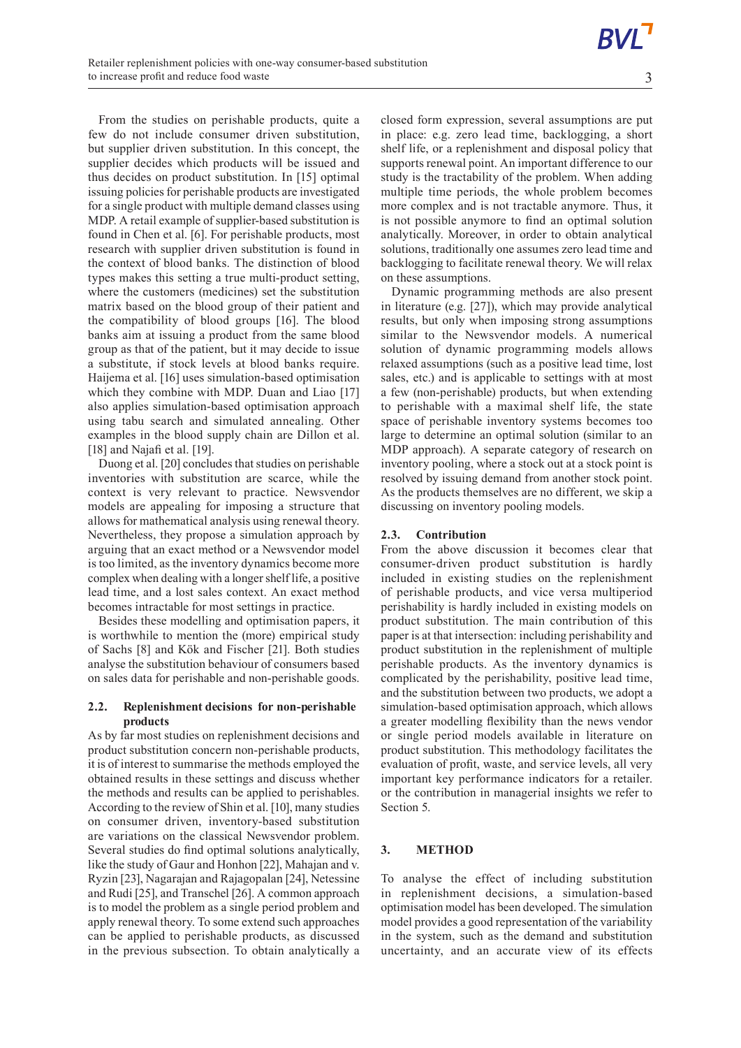From the studies on perishable products, quite a few do not include consumer driven substitution, but supplier driven substitution. In this concept, the supplier decides which products will be issued and thus decides on product substitution. In [15] optimal issuing policies for perishable products are investigated for a single product with multiple demand classes using MDP. A retail example of supplier-based substitution is found in Chen et al. [6]. For perishable products, most research with supplier driven substitution is found in the context of blood banks. The distinction of blood types makes this setting a true multi-product setting, where the customers (medicines) set the substitution matrix based on the blood group of their patient and the compatibility of blood groups [16]. The blood banks aim at issuing a product from the same blood group as that of the patient, but it may decide to issue a substitute, if stock levels at blood banks require. Haijema et al. [16] uses simulation-based optimisation which they combine with MDP. Duan and Liao [17] also applies simulation-based optimisation approach using tabu search and simulated annealing. Other examples in the blood supply chain are Dillon et al. [18] and Najafi et al. [19].

Duong et al. [20] concludes that studies on perishable inventories with substitution are scarce, while the context is very relevant to practice. Newsvendor models are appealing for imposing a structure that allows for mathematical analysis using renewal theory. Nevertheless, they propose a simulation approach by arguing that an exact method or a Newsvendor model is too limited, as the inventory dynamics become more complex when dealing with a longer shelf life, a positive lead time, and a lost sales context. An exact method becomes intractable for most settings in practice.

Besides these modelling and optimisation papers, it is worthwhile to mention the (more) empirical study of Sachs [8] and Kök and Fischer [21]. Both studies analyse the substitution behaviour of consumers based on sales data for perishable and non-perishable goods.

### 2.2. Replenishment decisions for non-perishable products

As by far most studies on replenishment decisions and product substitution concern non-perishable products, it is of interest to summarise the methods employed the obtained results in these settings and discuss whether the methods and results can be applied to perishables. According to the review of Shin et al. [10], many studies on consumer driven, inventory-based substitution are variations on the classical Newsvendor problem. Several studies do find optimal solutions analytically, like the study of Gaur and Honhon [22], Mahajan and v. Ryzin [23], Nagarajan and Rajagopalan [24], Netessine and Rudi [25], and Transchel [26]. A common approach is to model the problem as a single period problem and apply renewal theory. To some extend such approaches can be applied to perishable products, as discussed in the previous subsection. To obtain analytically a closed form expression, several assumptions are put in place: e.g. zero lead time, backlogging, a short shelf life, or a replenishment and disposal policy that supports renewal point. An important difference to our study is the tractability of the problem. When adding multiple time periods, the whole problem becomes more complex and is not tractable anymore. Thus, it is not possible anymore to find an optimal solution analytically. Moreover, in order to obtain analytical solutions, traditionally one assumes zero lead time and backlogging to facilitate renewal theory. We will relax on these assumptions.

Dynamic programming methods are also present in literature (e.g. [27]), which may provide analytical results, but only when imposing strong assumptions similar to the Newsvendor models. A numerical solution of dynamic programming models allows relaxed assumptions (such as a positive lead time, lost sales, etc.) and is applicable to settings with at most a few (non-perishable) products, but when extending to perishable with a maximal shelf life, the state space of perishable inventory systems becomes too large to determine an optimal solution (similar to an MDP approach). A separate category of research on inventory pooling, where a stock out at a stock point is resolved by issuing demand from another stock point. As the products themselves are no different, we skip a discussing on inventory pooling models.

### 2.3. Contribution

From the above discussion it becomes clear that consumer-driven product substitution is hardly included in existing studies on the replenishment of perishable products, and vice versa multiperiod perishability is hardly included in existing models on product substitution. The main contribution of this paper is at that intersection: including perishability and product substitution in the replenishment of multiple perishable products. As the inventory dynamics is complicated by the perishability, positive lead time, and the substitution between two products, we adopt a simulation-based optimisation approach, which allows a greater modelling flexibility than the news vendor or single period models available in literature on product substitution. This methodology facilitates the evaluation of profit, waste, and service levels, all very important key performance indicators for a retailer. or the contribution in managerial insights we refer to Section 5.

## 3. METHOD

To analyse the effect of including substitution in replenishment decisions, a simulation-based optimisation model has been developed. The simulation model provides a good representation of the variability in the system, such as the demand and substitution uncertainty, and an accurate view of its effects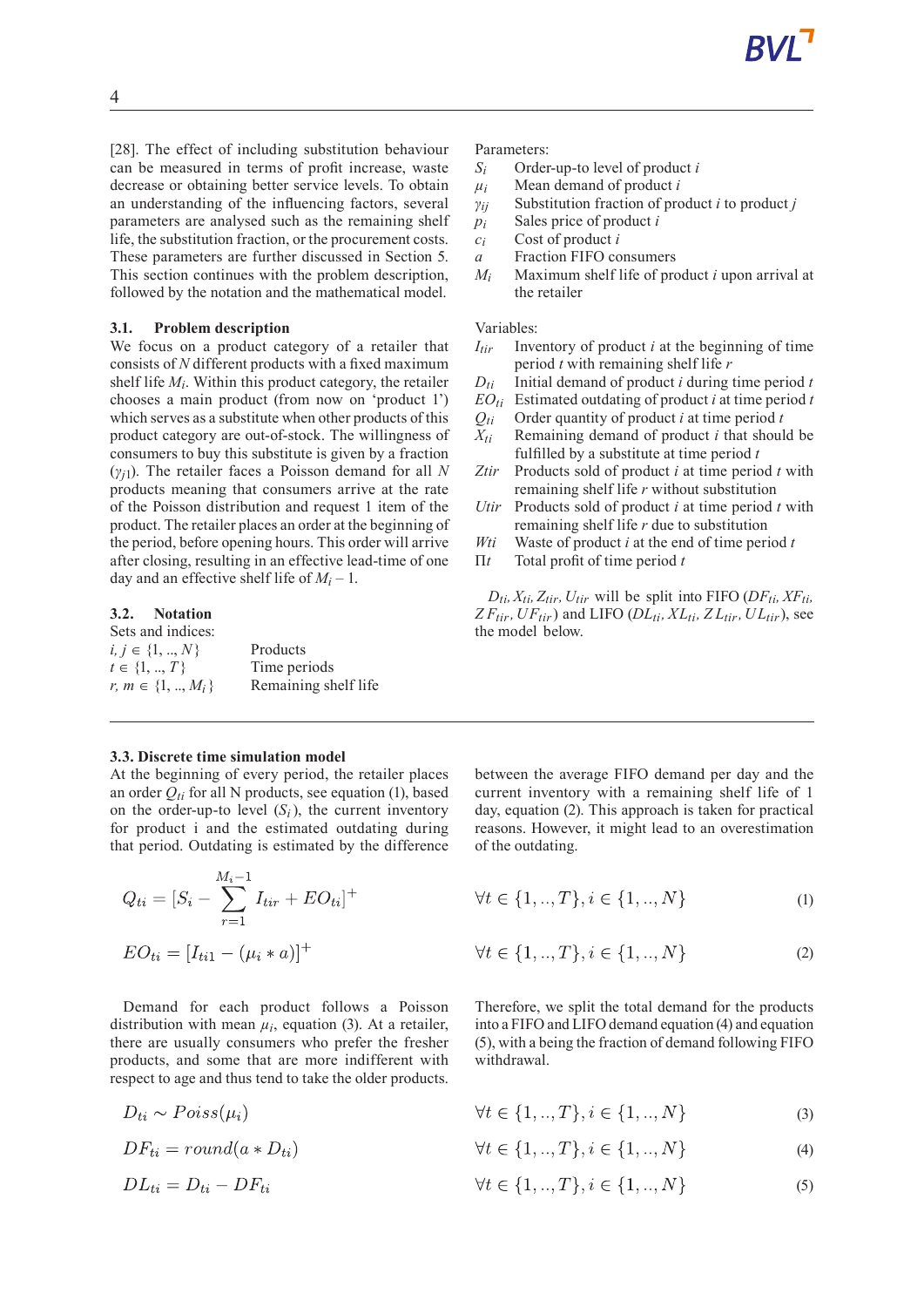[28]. The effect of including substitution behaviour can be measured in terms of profit increase, waste decrease or obtaining better service levels. To obtain an understanding of the influencing factors, several parameters are analysed such as the remaining shelf life, the substitution fraction, or the procurement costs. These parameters are further discussed in Section 5. This section continues with the problem description, followed by the notation and the mathematical model.

### 3.1. Problem description

We focus on a product category of a retailer that consists of $N$ different products with a fixed maximum shelf life $M_i$. Within this product category, the retailer chooses a main product (from now on 'product 1') which serves as a substitute when other products of this product category are out-of-stock. The willingness of consumers to buy this substitute is given by a fraction ($\gamma_{j1}$). The retailer faces a Poisson demand for all $N$ products meaning that consumers arrive at the rate of the Poisson distribution and request 1 item of the product. The retailer places an order at the beginning of the period, before opening hours. This order will arrive after closing, resulting in an effective lead-time of one day and an effective shelf life of $M_i - 1$.

### 3.2. Notation

Sets and indices:

| | |
|---|---|
| $i, j \in \{1, .., N\}$ | Products |
| $t \in \{1, .., T\}$ | Time periods |
| $r, m \in \{1, .., M_i\}$ | Remaining shelf life |

Parameters:

| | |
|---|---|
| $S_i$ | Order-up-to level of product $i$ |
| $\mu_i$ | Mean demand of product $i$ |
| $\gamma_{ij}$ | Substitution fraction of product $i$ to product $j$ |
| $p_i$ | Sales price of product $i$ |
| $c_i$ | Cost of product $i$ |
| $a$ | Fraction FIFO consumers |
| $M_i$ | Maximum shelf life of product $i$ upon arrival at the retailer |

Variables:

| | |
|---|---|
| $I_{tir}$ | Inventory of product $i$ at the beginning of time period $t$ with remaining shelf life $r$ |
| $D_{ti}$ | Initial demand of product $i$ during time period $t$ |
| $EO_{ti}$ | Estimated outdating of product $i$ at time period $t$ |
| $Q_{ti}$ | Order quantity of product $i$ at time period $t$ |
| $X_{ti}$ | Remaining demand of product $i$ that should be fulfilled by a substitute at time period $t$ |
| $Ztir$ | Products sold of product $i$ at time period $t$ with remaining shelf life $r$ without substitution |
| $Utir$ | Products sold of product $i$ at time period $t$ with remaining shelf life $r$ due to substitution |
| $Wti$ | Waste of product $i$ at the end of time period $t$ |
| $\Pi t$ | Total profit of time period $t$ |

$D_{ti}, X_{ti}, Z_{tir}, U_{tir}$ will be split into FIFO ($DF_{ti}, XF_{ti}, ZF_{tir}, UF_{tir}$) and LIFO ($DL_{ti}, XL_{ti}, ZL_{tir}, UL_{tir}$), see the model below.

### 3.3. Discrete time simulation model

At the beginning of every period, the retailer places an order $Q_{ti}$ for all N products, see equation (1), based on the order-up-to level ($S_i$), the current inventory for product i and the estimated outdating during that period. Outdating is estimated by the difference between the average FIFO demand per day and the current inventory with a remaining shelf life of 1 day, equation (2). This approach is taken for practical reasons. However, it might lead to an overestimation of the outdating.

$$Q_{ti} = [S_i - \sum_{r=1}^{M_i - 1} I_{tir} + EO_{ti}]^+ \qquad \forall t \in \{1, .., T\}, i \in \{1, .., N\} \tag{1}$$

$$EO_{ti} = [I_{ti1} - (\mu_i * a)]^+ \qquad \forall t \in \{1, .., T\}, i \in \{1, .., N\} \tag{2}$$

Demand for each product follows a Poisson distribution with mean $\mu_i$, equation (3). At a retailer, there are usually consumers who prefer the fresher products, and some that are more indifferent with respect to age and thus tend to take the older products. Therefore, we split the total demand for the products into a FIFO and LIFO demand equation (4) and equation (5), with a being the fraction of demand following FIFO withdrawal.

$$D_{ti} \sim Poiss(\mu_i) \qquad \forall t \in \{1, .., T\}, i \in \{1, .., N\} \tag{3}$$

$$DF_{ti} = round(a * D_{ti}) \qquad \forall t \in \{1, .., T\}, i \in \{1, .., N\} \tag{4}$$

$$DL_{ti} = D_{ti} - DF_{ti} \qquad \forall t \in \{1, .., T\}, i \in \{1, .., N\} \tag{5}$$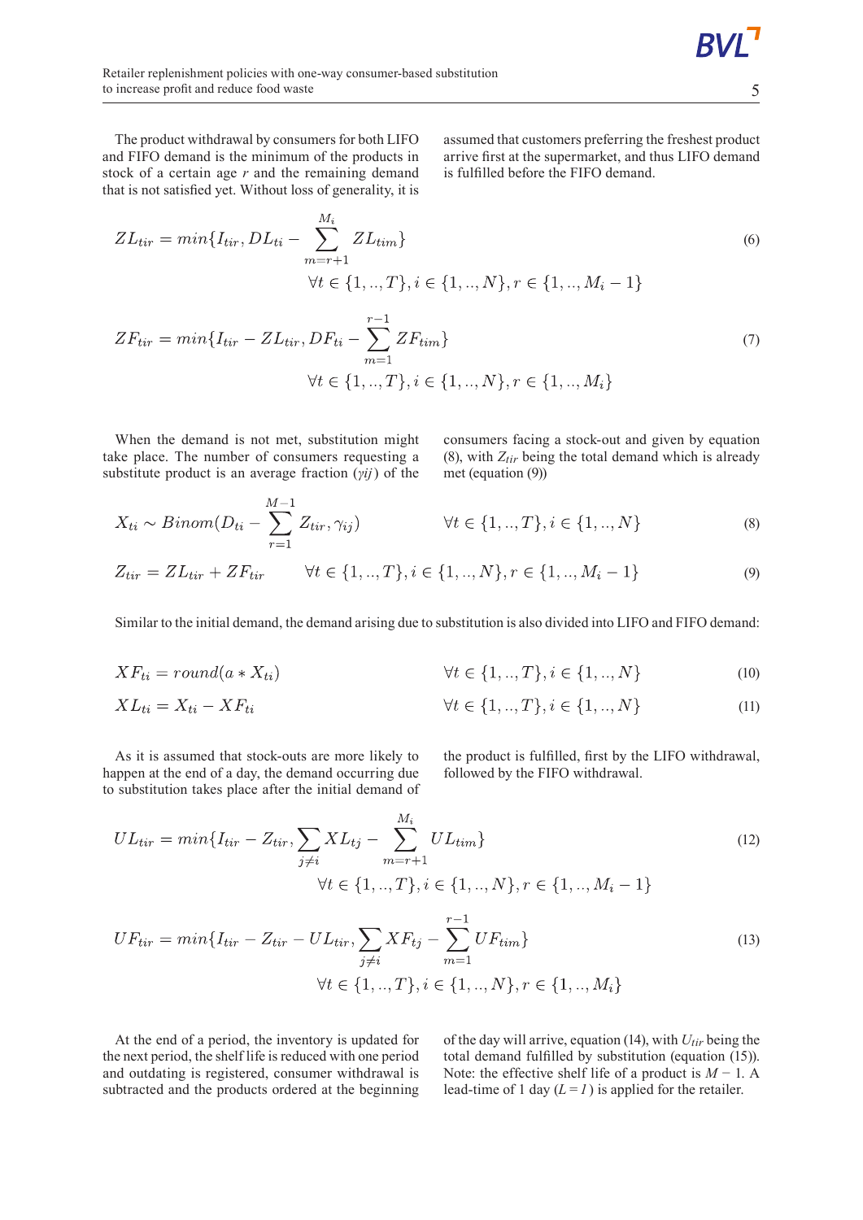The product withdrawal by consumers for both LIFO and FIFO demand is the minimum of the products in stock of a certain age $r$ and the remaining demand that is not satisfied yet. Without loss of generality, it is assumed that customers preferring the freshest product arrive first at the supermarket, and thus LIFO demand is fulfilled before the FIFO demand.

$$ZL_{tir} = min\{I_{tir}, DL_{ti} - \sum_{m=r+1}^{M_i} ZL_{tim}\} \tag{6}$$
$$\forall t \in \{1,..,T\}, i \in \{1,..,N\}, r \in \{1,..,M_i - 1\}$$

$$ZF_{tir} = min\{I_{tir} - ZL_{tir}, DF_{ti} - \sum_{m=1}^{r-1} ZF_{tim}\} \tag{7}$$
$$\forall t \in \{1,..,T\}, i \in \{1,..,N\}, r \in \{1,..,M_i\}$$

When the demand is not met, substitution might take place. The number of consumers requesting a substitute product is an average fraction ($\gamma ij$) of the consumers facing a stock-out and given by equation (8), with $Z_{tir}$ being the total demand which is already met (equation (9))

$$X_{ti} \sim Binom(D_{ti} - \sum_{r=1}^{M-1} Z_{tir}, \gamma_{ij}) \qquad \forall t \in \{1,..,T\}, i \in \{1,..,N\} \tag{8}$$

$$Z_{tir} = ZL_{tir} + ZF_{tir} \qquad \forall t \in \{1,..,T\}, i \in \{1,..,N\}, r \in \{1,..,M_i - 1\} \tag{9}$$

Similar to the initial demand, the demand arising due to substitution is also divided into LIFO and FIFO demand:

$$XF_{ti} = round(a * X_{ti}) \qquad \forall t \in \{1,..,T\}, i \in \{1,..,N\} \tag{10}$$

$$XL_{ti} = X_{ti} - XF_{ti} \qquad \forall t \in \{1,..,T\}, i \in \{1,..,N\} \tag{11}$$

As it is assumed that stock-outs are more likely to happen at the end of a day, the demand occurring due to substitution takes place after the initial demand of the product is fulfilled, first by the LIFO withdrawal, followed by the FIFO withdrawal.

$$UL_{tir} = min\{I_{tir} - Z_{tir}, \sum_{j \neq i} XL_{tj} - \sum_{m=r+1}^{M_i} UL_{tim}\} \tag{12}$$
$$\forall t \in \{1,..,T\}, i \in \{1,..,N\}, r \in \{1,..,M_i - 1\}$$

$$UF_{tir} = min\{I_{tir} - Z_{tir} - UL_{tir}, \sum_{j \neq i} XF_{tj} - \sum_{m=1}^{r-1} UF_{tim}\} \tag{13}$$
$$\forall t \in \{1,..,T\}, i \in \{1,..,N\}, r \in \{1,..,M_i\}$$

At the end of a period, the inventory is updated for the next period, the shelf life is reduced with one period and outdating is registered, consumer withdrawal is subtracted and the products ordered at the beginning of the day will arrive, equation (14), with $U_{tir}$ being the total demand fulfilled by substitution (equation (15)). Note: the effective shelf life of a product is $M - 1$. A lead-time of 1 day ($L = 1$) is applied for the retailer.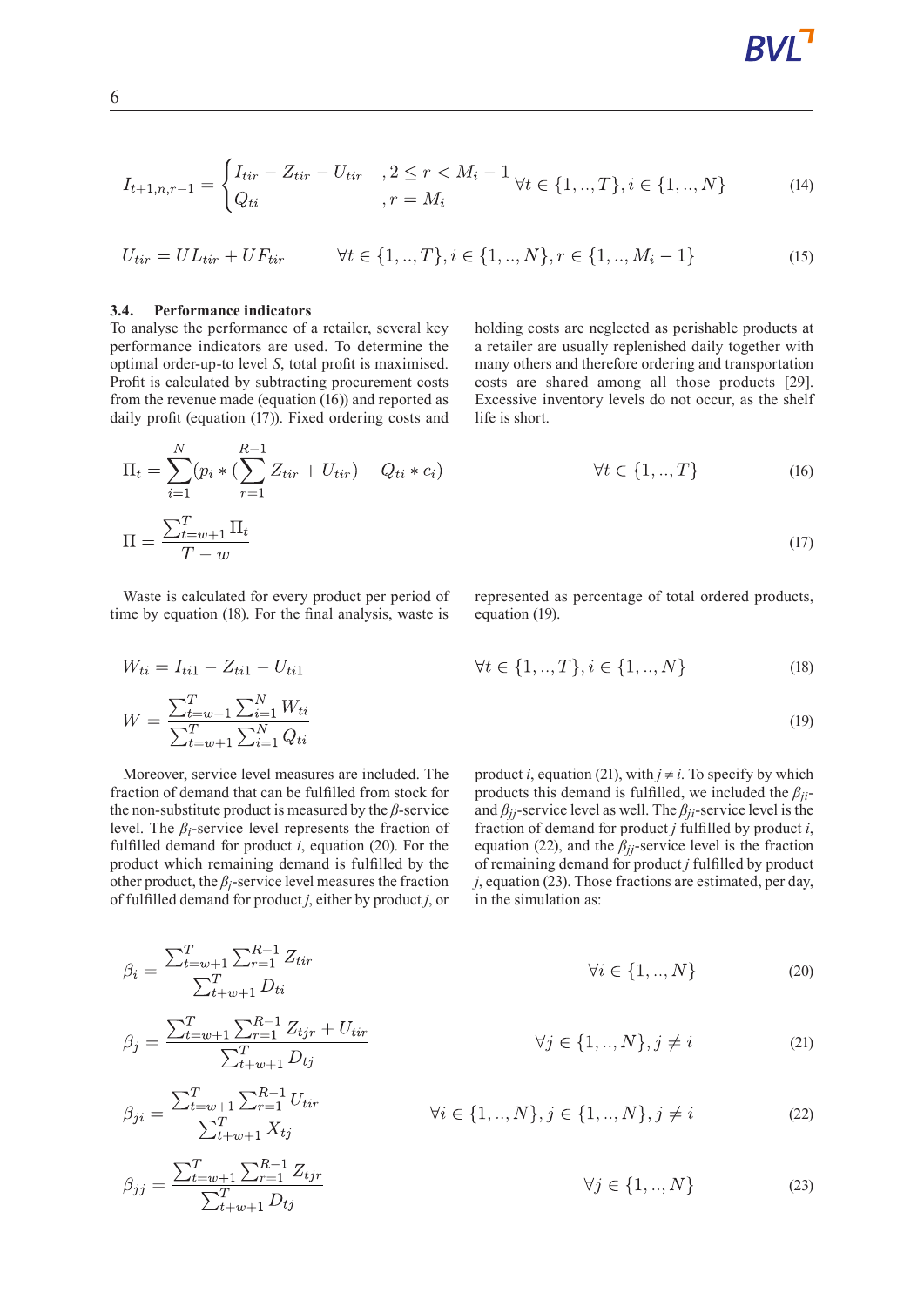$$I_{t+1,n,r-1} = \begin{cases} I_{tir} - Z_{tir} - U_{tir} & ,2 \leq r < M_i - 1 \\ Q_{ti} & ,r = M_i \end{cases} \quad \forall t \in \{1,..,T\}, i \in \{1,..,N\} \tag{14}$$

$$U_{tir} = UL_{tir} + UF_{tir} \qquad \forall t \in \{1,..,T\}, i \in \{1,..,N\}, r \in \{1,..,M_i - 1\} \tag{15}$$

### 3.4. Performance indicators

To analyse the performance of a retailer, several key performance indicators are used. To determine the optimal order-up-to level *S*, total profit is maximised. Profit is calculated by subtracting procurement costs from the revenue made (equation (16)) and reported as daily profit (equation (17)). Fixed ordering costs and holding costs are neglected as perishable products at a retailer are usually replenished daily together with many others and therefore ordering and transportation costs are shared among all those products [29]. Excessive inventory levels do not occur, as the shelf life is short.

$$\Pi_t = \sum_{i=1}^{N} (p_i * (\sum_{r=1}^{R-1} Z_{tir} + U_{tir}) - Q_{ti} * c_i) \qquad \forall t \in \{1,..,T\} \tag{16}$$

$$\Pi = \frac{\sum_{t=w+1}^{T} \Pi_t}{T - w} \tag{17}$$

Waste is calculated for every product per period of time by equation (18). For the final analysis, waste is represented as percentage of total ordered products, equation (19).

$$W_{ti} = I_{ti1} - Z_{ti1} - U_{ti1} \qquad \forall t \in \{1,..,T\}, i \in \{1,..,N\} \tag{18}$$

$$W = \frac{\sum_{t=w+1}^{T} \sum_{i=1}^{N} W_{ti}}{\sum_{t=w+1}^{T} \sum_{i=1}^{N} Q_{ti}} \tag{19}$$

Moreover, service level measures are included. The fraction of demand that can be fulfilled from stock for the non-substitute product is measured by the $\beta$-service level. The $\beta_i$-service level represents the fraction of fulfilled demand for product $i$, equation (20). For the product which remaining demand is fulfilled by the other product, the $\beta_j$-service level measures the fraction of fulfilled demand for product $j$, either by product $j$, or product $i$, equation (21), with $j \neq i$. To specify by which products this demand is fulfilled, we included the $\beta_{ji}$- and $\beta_{jj}$-service level as well. The $\beta_{ji}$-service level is the fraction of demand for product $j$ fulfilled by product $i$, equation (22), and the $\beta_{jj}$-service level is the fraction of remaining demand for product $j$ fulfilled by product $j$, equation (23). Those fractions are estimated, per day, in the simulation as:

$$\beta_i = \frac{\sum_{t=w+1}^{T} \sum_{r=1}^{R-1} Z_{tir}}{\sum_{t+w+1}^{T} D_{ti}} \qquad \forall i \in \{1,..,N\} \tag{20}$$

$$\beta_j = \frac{\sum_{t=w+1}^{T} \sum_{r=1}^{R-1} Z_{tjr} + U_{tir}}{\sum_{t+w+1}^{T} D_{tj}} \qquad \forall j \in \{1,..,N\}, j \neq i \tag{21}$$

$$\beta_{ji} = \frac{\sum_{t=w+1}^{T} \sum_{r=1}^{R-1} U_{tir}}{\sum_{t+w+1}^{T} X_{tj}} \qquad \forall i \in \{1,..,N\}, j \in \{1,..,N\}, j \neq i \tag{22}$$

$$\beta_{jj} = \frac{\sum_{t=w+1}^{T} \sum_{r=1}^{R-1} Z_{tjr}}{\sum_{t+w+1}^{T} D_{tj}} \qquad \forall j \in \{1,..,N\} \tag{23}$$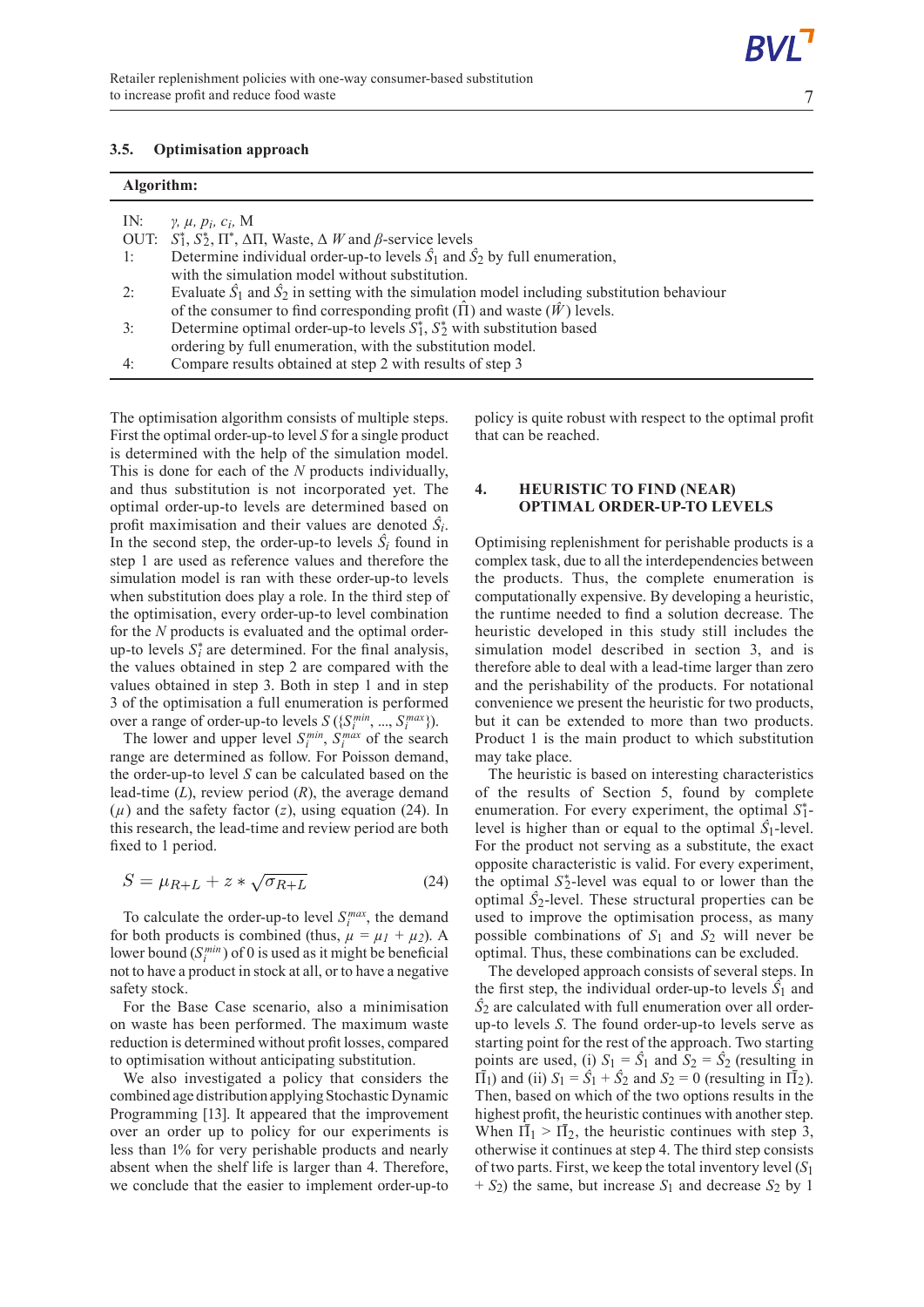### 3.5. Optimisation approach

**Algorithm:**

IN: $\gamma$, $\mu$, $p_i$, $c_i$, M

OUT: $S_1^*$, $S_2^*$, $\Pi^*$, $\Delta\Pi$, Waste, $\Delta$ $W$ and $\beta$-service levels

1: Determine individual order-up-to levels $\hat{S}_1$ and $\hat{S}_2$ by full enumeration, with the simulation model without substitution.

2: Evaluate $\hat{S}_1$ and $\hat{S}_2$ in setting with the simulation model including substitution behaviour of the consumer to find corresponding profit ($\bar{\Pi}$) and waste ($\hat{W}$) levels.

3: Determine optimal order-up-to levels $S_1^*$, $S_2^*$ with substitution based ordering by full enumeration, with the substitution model.

4: Compare results obtained at step 2 with results of step 3

The optimisation algorithm consists of multiple steps. First the optimal order-up-to level $S$ for a single product is determined with the help of the simulation model. This is done for each of the $N$ products individually, and thus substitution is not incorporated yet. The optimal order-up-to levels are determined based on profit maximisation and their values are denoted $\hat{S}_i$. In the second step, the order-up-to levels $\hat{S}_i$ found in step 1 are used as reference values and therefore the simulation model is ran with these order-up-to levels when substitution does play a role. In the third step of the optimisation, every order-up-to level combination for the $N$ products is evaluated and the optimal order-up-to levels $S_i^*$ are determined. For the final analysis, the values obtained in step 2 are compared with the values obtained in step 3. Both in step 1 and in step 3 of the optimisation a full enumeration is performed over a range of order-up-to levels $S$ ($\{S_i^{min}, ..., S_i^{max}\}$).

The lower and upper level $S_i^{min}$, $S_i^{max}$ of the search range are determined as follow. For Poisson demand, the order-up-to level $S$ can be calculated based on the lead-time ($L$), review period ($R$), the average demand ($\mu$) and the safety factor ($z$), using equation (24). In this research, the lead-time and review period are both fixed to 1 period.

$$S = \mu_{R+L} + z * \sqrt{\sigma_{R+L}} \tag{24}$$

To calculate the order-up-to level $S_i^{max}$, the demand for both products is combined (thus, $\mu = \mu_1 + \mu_2$). A lower bound ($S_i^{min}$) of 0 is used as it might be beneficial not to have a product in stock at all, or to have a negative safety stock.

For the Base Case scenario, also a minimisation on waste has been performed. The maximum waste reduction is determined without profit losses, compared to optimisation without anticipating substitution.

We also investigated a policy that considers the combined age distribution applying Stochastic Dynamic Programming [13]. It appeared that the improvement over an order up to policy for our experiments is less than 1% for very perishable products and nearly absent when the shelf life is larger than 4. Therefore, we conclude that the easier to implement order-up-to policy is quite robust with respect to the optimal profit that can be reached.

## 4. HEURISTIC TO FIND (NEAR) OPTIMAL ORDER-UP-TO LEVELS

Optimising replenishment for perishable products is a complex task, due to all the interdependencies between the products. Thus, the complete enumeration is computationally expensive. By developing a heuristic, the runtime needed to find a solution decrease. The heuristic developed in this study still includes the simulation model described in section 3, and is therefore able to deal with a lead-time larger than zero and the perishability of the products. For notational convenience we present the heuristic for two products, but it can be extended to more than two products. Product 1 is the main product to which substitution may take place.

The heuristic is based on interesting characteristics of the results of Section 5, found by complete enumeration. For every experiment, the optimal $S_1^*$-level is higher than or equal to the optimal $\hat{S}_1$-level. For the product not serving as a substitute, the exact opposite characteristic is valid. For every experiment, the optimal $S_2^*$-level was equal to or lower than the optimal $\hat{S}_2$-level. These structural properties can be used to improve the optimisation process, as many possible combinations of $S_1$ and $S_2$ will never be optimal. Thus, these combinations can be excluded.

The developed approach consists of several steps. In the first step, the individual order-up-to levels $\hat{S}_1$ and $\hat{S}_2$ are calculated with full enumeration over all order-up-to levels $S$. The found order-up-to levels serve as starting point for the rest of the approach. Two starting points are used, (i) $S_1 = \hat{S}_1$ and $S_2 = \hat{S}_2$ (resulting in $\bar{\Pi}_1$) and (ii) $S_1 = \hat{S}_1 + \hat{S}_2$ and $S_2 = 0$ (resulting in $\bar{\Pi}_2$). Then, based on which of the two options results in the highest profit, the heuristic continues with another step. When $\bar{\Pi}_1 > \bar{\Pi}_2$, the heuristic continues with step 3, otherwise it continues at step 4. The third step consists of two parts. First, we keep the total inventory level ($S_1 + S_2$) the same, but increase $S_1$ and decrease $S_2$ by 1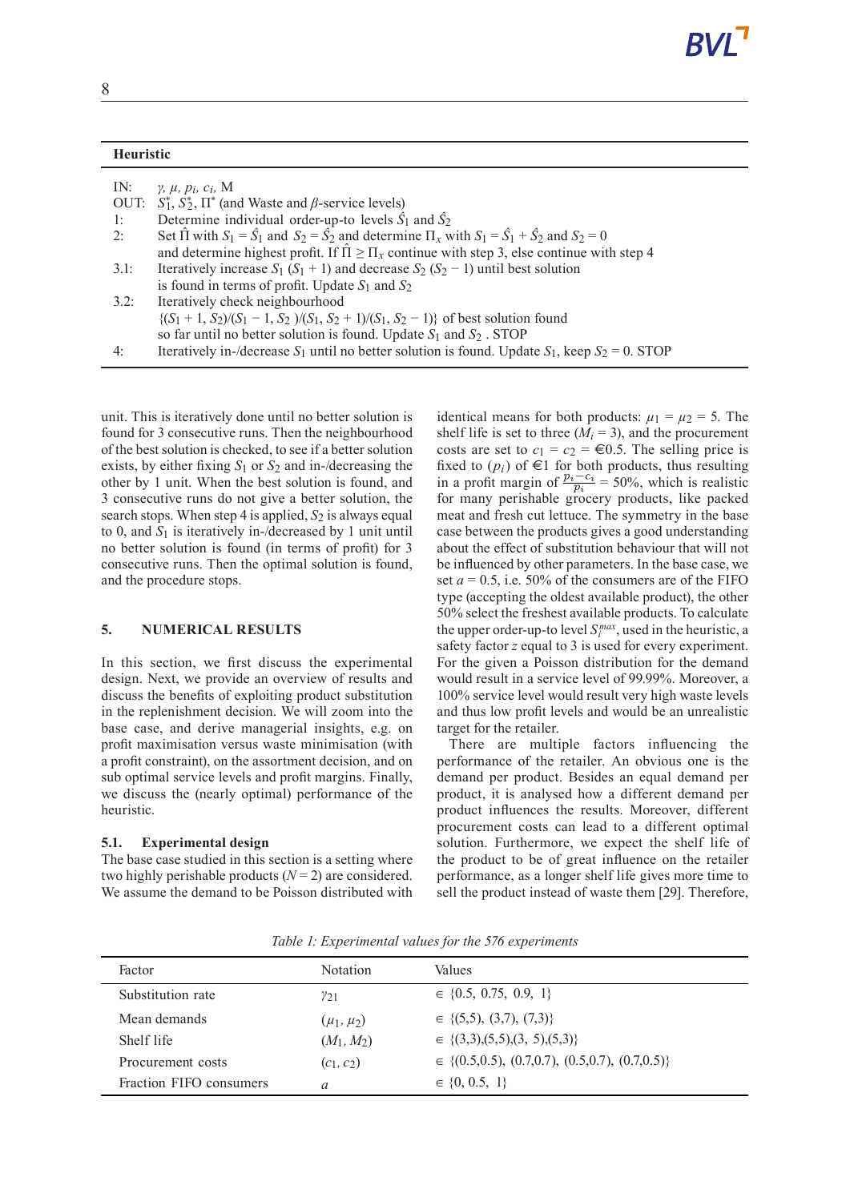**Heuristic**

| | |
|---|---|
| IN: | $\gamma$, $\mu$, $p_i$, $c_i$, M |
| OUT: | $S_1^*$, $S_2^*$, $\Pi^*$ (and Waste and $\beta$-service levels) |
| 1: | Determine individual order-up-to levels $\hat{S}_1$ and $\hat{S}_2$ |
| 2: | Set $\hat{\Pi}$ with $S_1 = \hat{S}_1$ and $S_2 = \hat{S}_2$ and determine $\Pi_x$ with $S_1 = \hat{S}_1 + \hat{S}_2$ and $S_2 = 0$ and determine highest profit. If $\hat{\Pi} \geq \Pi_x$ continue with step 3, else continue with step 4 |
| 3.1: | Iteratively increase $S_1$ ($S_1 + 1$) and decrease $S_2$ ($S_2 - 1$) until best solution is found in terms of profit. Update $S_1$ and $S_2$ |
| 3.2: | Iteratively check neighbourhood $\{(S_1 + 1, S_2)/(S_1 - 1, S_2)/(S_1, S_2 + 1)/(S_1, S_2 - 1)\}$ of best solution found so far until no better solution is found. Update $S_1$ and $S_2$ . STOP |
| 4: | Iteratively in-/decrease $S_1$ until no better solution is found. Update $S_1$, keep $S_2 = 0$. STOP |

unit. This is iteratively done until no better solution is found for 3 consecutive runs. Then the neighbourhood of the best solution is checked, to see if a better solution exists, by either fixing $S_1$ or $S_2$ and in-/decreasing the other by 1 unit. When the best solution is found, and 3 consecutive runs do not give a better solution, the search stops. When step 4 is applied, $S_2$ is always equal to 0, and $S_1$ is iteratively in-/decreased by 1 unit until no better solution is found (in terms of profit) for 3 consecutive runs. Then the optimal solution is found, and the procedure stops.

## 5. NUMERICAL RESULTS

In this section, we first discuss the experimental design. Next, we provide an overview of results and discuss the benefits of exploiting product substitution in the replenishment decision. We will zoom into the base case, and derive managerial insights, e.g. on profit maximisation versus waste minimisation (with a profit constraint), on the assortment decision, and on sub optimal service levels and profit margins. Finally, we discuss the (nearly optimal) performance of the heuristic.

### 5.1. Experimental design

The base case studied in this section is a setting where two highly perishable products ($N = 2$) are considered. We assume the demand to be Poisson distributed with identical means for both products: $\mu_1 = \mu_2 = 5$. The shelf life is set to three ($M_i = 3$), and the procurement costs are set to $c_1 = c_2 =$ €0.5. The selling price is fixed to ($p_i$) of €1 for both products, thus resulting in a profit margin of $\frac{p_i - c_i}{p_i} = 50\%$, which is realistic for many perishable grocery products, like packed meat and fresh cut lettuce. The symmetry in the base case between the products gives a good understanding about the effect of substitution behaviour that will not be influenced by other parameters. In the base case, we set $a = 0.5$, i.e. 50% of the consumers are of the FIFO type (accepting the oldest available product), the other 50% select the freshest available products. To calculate the upper order-up-to level $S_i^{max}$, used in the heuristic, a safety factor $z$ equal to 3 is used for every experiment. For the given a Poisson distribution for the demand would result in a service level of 99.99%. Moreover, a 100% service level would result very high waste levels and thus low profit levels and would be an unrealistic target for the retailer.

There are multiple factors influencing the performance of the retailer. An obvious one is the demand per product. Besides an equal demand per product, it is analysed how a different demand per product influences the results. Moreover, different procurement costs can lead to a different optimal solution. Furthermore, we expect the shelf life of the product to be of great influence on the retailer performance, as a longer shelf life gives more time to sell the product instead of waste them [29]. Therefore,

*Table 1: Experimental values for the 576 experiments*

| Factor | Notation | Values |
|---|---|---|
| Substitution rate | $\gamma_{21}$ | $\in$ {0.5, 0.75, 0.9, 1} |
| Mean demands | $(\mu_1, \mu_2)$ | $\in$ {(5,5), (3,7), (7,3)} |
| Shelf life | $(M_1, M_2)$ | $\in$ {(3,3),(5,5),(3, 5),(5,3)} |
| Procurement costs | $(c_1, c_2)$ | $\in$ {(0.5,0.5), (0.7,0.7), (0.5,0.7), (0.7,0.5)} |
| Fraction FIFO consumers | $a$ | $\in$ {0, 0.5, 1} |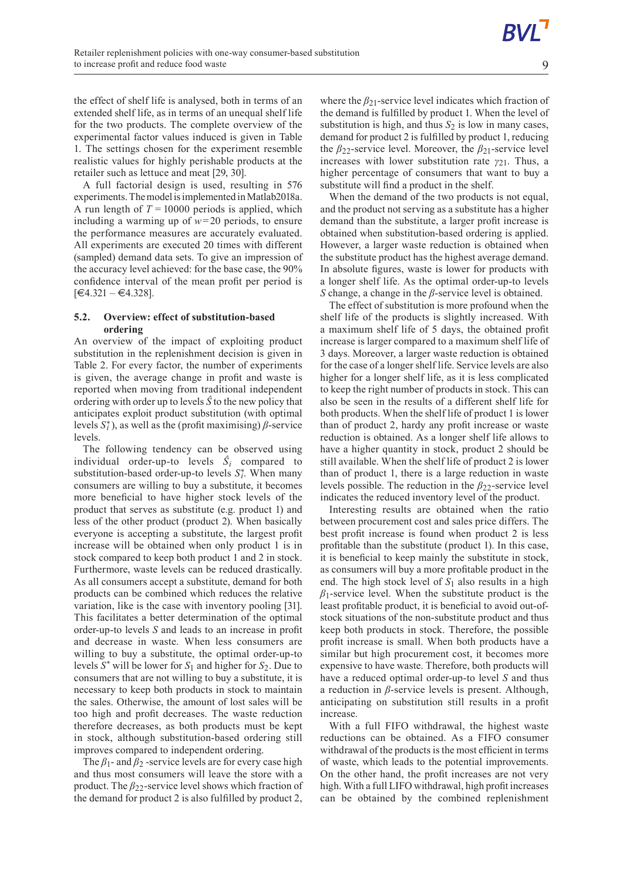the effect of shelf life is analysed, both in terms of an extended shelf life, as in terms of an unequal shelf life for the two products. The complete overview of the experimental factor values induced is given in Table 1. The settings chosen for the experiment resemble realistic values for highly perishable products at the retailer such as lettuce and meat [29, 30].

A full factorial design is used, resulting in 576 experiments. The model is implemented in Matlab2018a. A run length of $T = 10000$ periods is applied, which including a warming up of $w = 20$ periods, to ensure the performance measures are accurately evaluated. All experiments are executed 20 times with different (sampled) demand data sets. To give an impression of the accuracy level achieved: for the base case, the 90% confidence interval of the mean profit per period is [€4.321 – €4.328].

### 5.2. Overview: effect of substitution-based ordering

An overview of the impact of exploiting product substitution in the replenishment decision is given in Table 2. For every factor, the number of experiments is given, the average change in profit and waste is reported when moving from traditional independent ordering with order up to levels $\hat{S}$ to the new policy that anticipates exploit product substitution (with optimal levels $S_i^*$), as well as the (profit maximising) $\beta$-service levels.

The following tendency can be observed using individual order-up-to levels $\hat{S}_i$ compared to substitution-based order-up-to levels $S_i^*$. When many consumers are willing to buy a substitute, it becomes more beneficial to have higher stock levels of the product that serves as substitute (e.g. product 1) and less of the other product (product 2). When basically everyone is accepting a substitute, the largest profit increase will be obtained when only product 1 is in stock compared to keep both product 1 and 2 in stock. Furthermore, waste levels can be reduced drastically. As all consumers accept a substitute, demand for both products can be combined which reduces the relative variation, like is the case with inventory pooling [31]. This facilitates a better determination of the optimal order-up-to levels $S$ and leads to an increase in profit and decrease in waste. When less consumers are willing to buy a substitute, the optimal order-up-to levels $S^*$ will be lower for $S_1$ and higher for $S_2$. Due to consumers that are not willing to buy a substitute, it is necessary to keep both products in stock to maintain the sales. Otherwise, the amount of lost sales will be too high and profit decreases. The waste reduction therefore decreases, as both products must be kept in stock, although substitution-based ordering still improves compared to independent ordering.

The $\beta_1$- and $\beta_2$ -service levels are for every case high and thus most consumers will leave the store with a product. The $\beta_{22}$-service level shows which fraction of the demand for product 2 is also fulfilled by product 2, where the $\beta_{21}$-service level indicates which fraction of the demand is fulfilled by product 1. When the level of substitution is high, and thus $S_2$ is low in many cases, demand for product 2 is fulfilled by product 1, reducing the $\beta_{22}$-service level. Moreover, the $\beta_{21}$-service level increases with lower substitution rate $\gamma_{21}$. Thus, a higher percentage of consumers that want to buy a substitute will find a product in the shelf.

When the demand of the two products is not equal, and the product not serving as a substitute has a higher demand than the substitute, a larger profit increase is obtained when substitution-based ordering is applied. However, a larger waste reduction is obtained when the substitute product has the highest average demand. In absolute figures, waste is lower for products with a longer shelf life. As the optimal order-up-to levels $S$ change, a change in the $\beta$-service level is obtained.

The effect of substitution is more profound when the shelf life of the products is slightly increased. With a maximum shelf life of 5 days, the obtained profit increase is larger compared to a maximum shelf life of 3 days. Moreover, a larger waste reduction is obtained for the case of a longer shelf life. Service levels are also higher for a longer shelf life, as it is less complicated to keep the right number of products in stock. This can also be seen in the results of a different shelf life for both products. When the shelf life of product 1 is lower than of product 2, hardy any profit increase or waste reduction is obtained. As a longer shelf life allows to have a higher quantity in stock, product 2 should be still available. When the shelf life of product 2 is lower than of product 1, there is a large reduction in waste levels possible. The reduction in the $\beta_{22}$-service level indicates the reduced inventory level of the product.

Interesting results are obtained when the ratio between procurement cost and sales price differs. The best profit increase is found when product 2 is less profitable than the substitute (product 1). In this case, it is beneficial to keep mainly the substitute in stock, as consumers will buy a more profitable product in the end. The high stock level of $S_1$ also results in a high $\beta_1$-service level. When the substitute product is the least profitable product, it is beneficial to avoid out-of-stock situations of the non-substitute product and thus keep both products in stock. Therefore, the possible profit increase is small. When both products have a similar but high procurement cost, it becomes more expensive to have waste. Therefore, both products will have a reduced optimal order-up-to level $S$ and thus a reduction in $\beta$-service levels is present. Although, anticipating on substitution still results in a profit increase.

With a full FIFO withdrawal, the highest waste reductions can be obtained. As a FIFO consumer withdrawal of the products is the most efficient in terms of waste, which leads to the potential improvements. On the other hand, the profit increases are not very high. With a full LIFO withdrawal, high profit increases can be obtained by the combined replenishment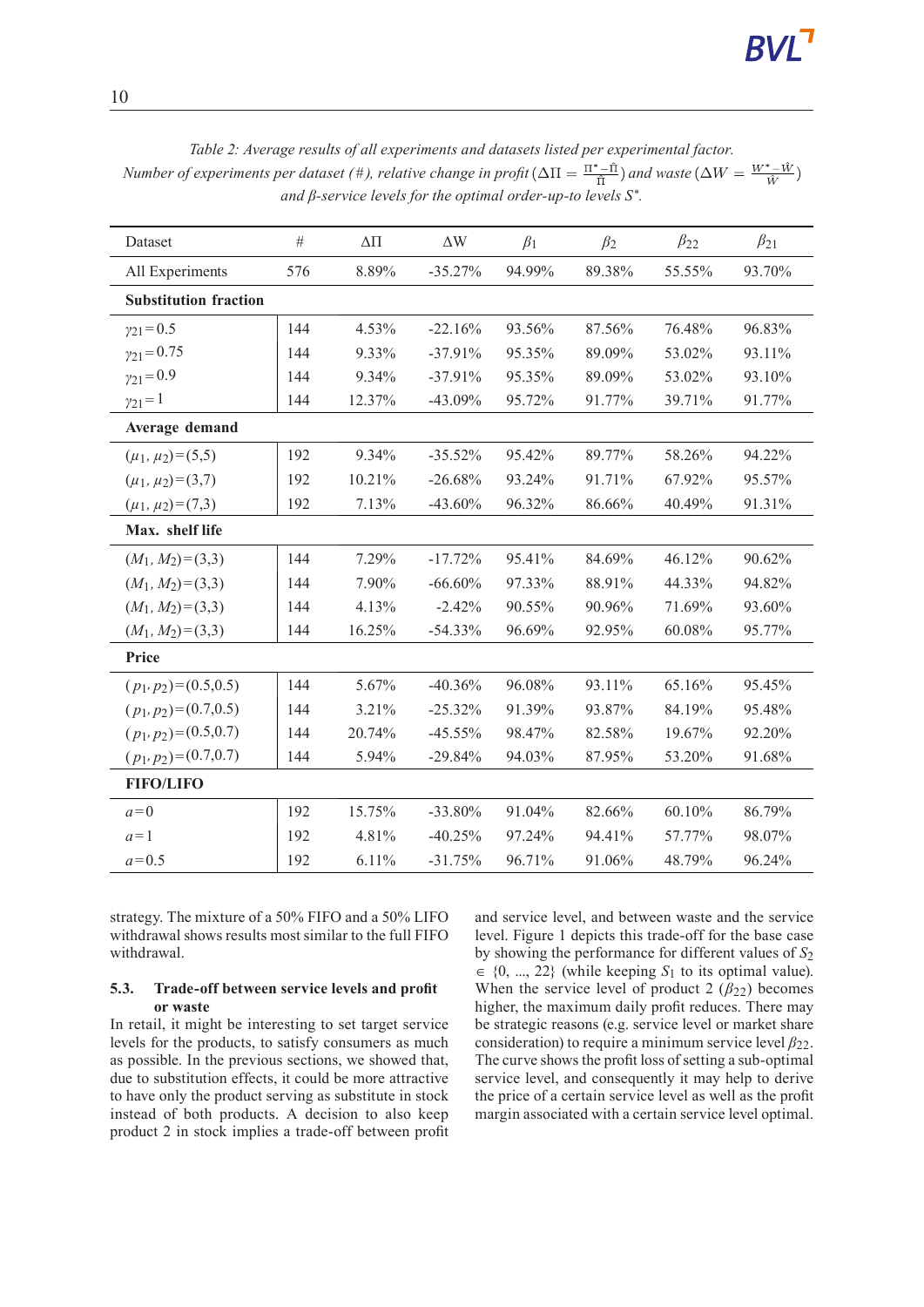Table 2: Average results of all experiments and datasets listed per experimental factor. Number of experiments per dataset (#), relative change in profit ($\Delta\Pi = \frac{\Pi^* - \hat{\Pi}}{\hat{\Pi}}$) and waste ($\Delta W = \frac{W^* - \hat{W}}{\hat{W}}$) and β-service levels for the optimal order-up-to levels $S^*$.

| Dataset | # | ΔΠ | ΔW | $\beta_1$ | $\beta_2$ | $\beta_{22}$ | $\beta_{21}$ |
|---|---|---|---|---|---|---|---|
| All Experiments | 576 | 8.89% | -35.27% | 94.99% | 89.38% | 55.55% | 93.70% |
| **Substitution fraction** | | | | | | | |
| $\gamma_{21} = 0.5$ | 144 | 4.53% | -22.16% | 93.56% | 87.56% | 76.48% | 96.83% |
| $\gamma_{21} = 0.75$ | 144 | 9.33% | -37.91% | 95.35% | 89.09% | 53.02% | 93.11% |
| $\gamma_{21} = 0.9$ | 144 | 9.34% | -37.91% | 95.35% | 89.09% | 53.02% | 93.10% |
| $\gamma_{21} = 1$ | 144 | 12.37% | -43.09% | 95.72% | 91.77% | 39.71% | 91.77% |
| **Average demand** | | | | | | | |
| $(\mu_1, \mu_2) = (5,5)$ | 192 | 9.34% | -35.52% | 95.42% | 89.77% | 58.26% | 94.22% |
| $(\mu_1, \mu_2) = (3,7)$ | 192 | 10.21% | -26.68% | 93.24% | 91.71% | 67.92% | 95.57% |
| $(\mu_1, \mu_2) = (7,3)$ | 192 | 7.13% | -43.60% | 96.32% | 86.66% | 40.49% | 91.31% |
| **Max. shelf life** | | | | | | | |
| $(M_1, M_2) = (3,3)$ | 144 | 7.29% | -17.72% | 95.41% | 84.69% | 46.12% | 90.62% |
| $(M_1, M_2) = (3,3)$ | 144 | 7.90% | -66.60% | 97.33% | 88.91% | 44.33% | 94.82% |
| $(M_1, M_2) = (3,3)$ | 144 | 4.13% | -2.42% | 90.55% | 90.96% | 71.69% | 93.60% |
| $(M_1, M_2) = (3,3)$ | 144 | 16.25% | -54.33% | 96.69% | 92.95% | 60.08% | 95.77% |
| **Price** | | | | | | | |
| $(p_1, p_2) = (0.5,0.5)$ | 144 | 5.67% | -40.36% | 96.08% | 93.11% | 65.16% | 95.45% |
| $(p_1, p_2) = (0.7,0.5)$ | 144 | 3.21% | -25.32% | 91.39% | 93.87% | 84.19% | 95.48% |
| $(p_1, p_2) = (0.5,0.7)$ | 144 | 20.74% | -45.55% | 98.47% | 82.58% | 19.67% | 92.20% |
| $(p_1, p_2) = (0.7,0.7)$ | 144 | 5.94% | -29.84% | 94.03% | 87.95% | 53.20% | 91.68% |
| **FIFO/LIFO** | | | | | | | |
| $a = 0$ | 192 | 15.75% | -33.80% | 91.04% | 82.66% | 60.10% | 86.79% |
| $a = 1$ | 192 | 4.81% | -40.25% | 97.24% | 94.41% | 57.77% | 98.07% |
| $a = 0.5$ | 192 | 6.11% | -31.75% | 96.71% | 91.06% | 48.79% | 96.24% |

strategy. The mixture of a 50% FIFO and a 50% LIFO withdrawal shows results most similar to the full FIFO withdrawal.

### 5.3. Trade-off between service levels and profit or waste

In retail, it might be interesting to set target service levels for the products, to satisfy consumers as much as possible. In the previous sections, we showed that, due to substitution effects, it could be more attractive to have only the product serving as substitute in stock instead of both products. A decision to also keep product 2 in stock implies a trade-off between profit and service level, and between waste and the service level. Figure 1 depicts this trade-off for the base case by showing the performance for different values of $S_2 \in \{0, ..., 22\}$ (while keeping $S_1$ to its optimal value). When the service level of product 2 ($\beta_{22}$) becomes higher, the maximum daily profit reduces. There may be strategic reasons (e.g. service level or market share consideration) to require a minimum service level $\beta_{22}$. The curve shows the profit loss of setting a sub-optimal service level, and consequently it may help to derive the price of a certain service level as well as the profit margin associated with a certain service level optimal.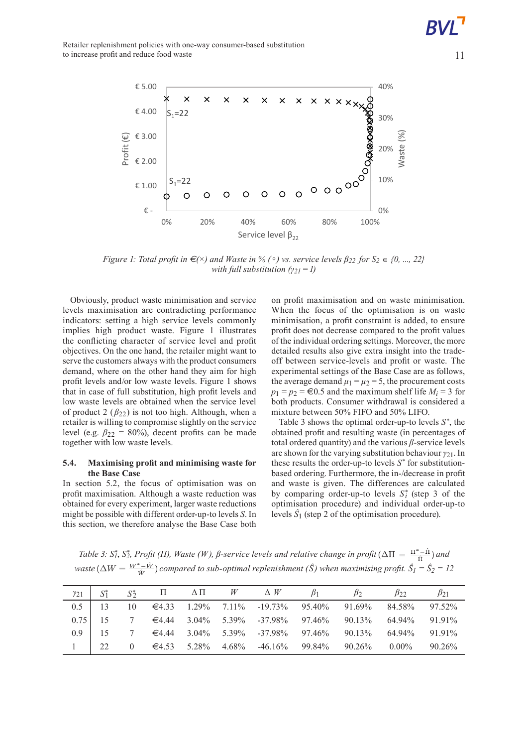*Figure 1: Total profit in €(×) and Waste in % (∘) vs. service levels $\beta_{22}$ for $S_2 \in \{0, ..., 22\}$ with full substitution ($\gamma_{21} = 1$)*

Obviously, product waste minimisation and service levels maximisation are contradicting performance indicators: setting a high service levels commonly implies high product waste. Figure 1 illustrates the conflicting character of service level and profit objectives. On the one hand, the retailer might want to serve the customers always with the product consumers demand, where on the other hand they aim for high profit levels and/or low waste levels. Figure 1 shows that in case of full substitution, high profit levels and low waste levels are obtained when the service level of product 2 ($\beta_{22}$) is not too high. Although, when a retailer is willing to compromise slightly on the service level (e.g. $\beta_{22}$ = 80%), decent profits can be made together with low waste levels.

### 5.4. Maximising profit and minimising waste for the Base Case

In section 5.2, the focus of optimisation was on profit maximisation. Although a waste reduction was obtained for every experiment, larger waste reductions might be possible with different order-up-to levels $S$. In this section, we therefore analyse the Base Case both on profit maximisation and on waste minimisation. When the focus of the optimisation is on waste minimisation, a profit constraint is added, to ensure profit does not decrease compared to the profit values of the individual ordering settings. Moreover, the more detailed results also give extra insight into the trade-off between service-levels and profit or waste. The experimental settings of the Base Case are as follows, the average demand $\mu_1 = \mu_2 = 5$, the procurement costs $p_1 = p_2 =$ €0.5 and the maximum shelf life $M_i = 3$ for both products. Consumer withdrawal is considered a mixture between 50% FIFO and 50% LIFO.

Table 3 shows the optimal order-up-to levels $S^*$, the obtained profit and resulting waste (in percentages of total ordered quantity) and the various $\beta$-service levels are shown for the varying substitution behaviour $\gamma_{21}$. In these results the order-up-to levels $S^*$ for substitution-based ordering. Furthermore, the in-/decrease in profit and waste is given. The differences are calculated by comparing order-up-to levels $S_i^*$ (step 3 of the optimisation procedure) and individual order-up-to levels $\hat{S}_1$ (step 2 of the optimisation procedure).

*Table 3: $S_1^*$, $S_2^*$, Profit (Π), Waste (W), β-service levels and relative change in profit ($\Delta\Pi = \frac{\Pi^* - \hat{\Pi}}{\hat{\Pi}}$) and waste ($\Delta W = \frac{W^* - \hat{W}}{\hat{W}}$) compared to sub-optimal replenishment ($\hat{S}$) when maximising profit. $\hat{S}_1 = \hat{S}_2 = 12$*

| $\gamma_{21}$ | $S_1^*$ | $S_2^*$ | Π | ΔΠ | $W$ | Δ $W$ | $\beta_1$ | $\beta_2$ | $\beta_{22}$ | $\beta_{21}$ |
|---|---|---|---|---|---|---|---|---|---|---|
| 0.5 | 13 | 10 | €4.33 | 1.29% | 7.11% | -19.73% | 95.40% | 91.69% | 84.58% | 97.52% |
| 0.75 | 15 | 7 | €4.44 | 3.04% | 5.39% | -37.98% | 97.46% | 90.13% | 64.94% | 91.91% |
| 0.9 | 15 | 7 | €4.44 | 3.04% | 5.39% | -37.98% | 97.46% | 90.13% | 64.94% | 91.91% |
| 1 | 22 | 0 | €4.53 | 5.28% | 4.68% | -46.16% | 99.84% | 90.26% | 0.00% | 90.26% |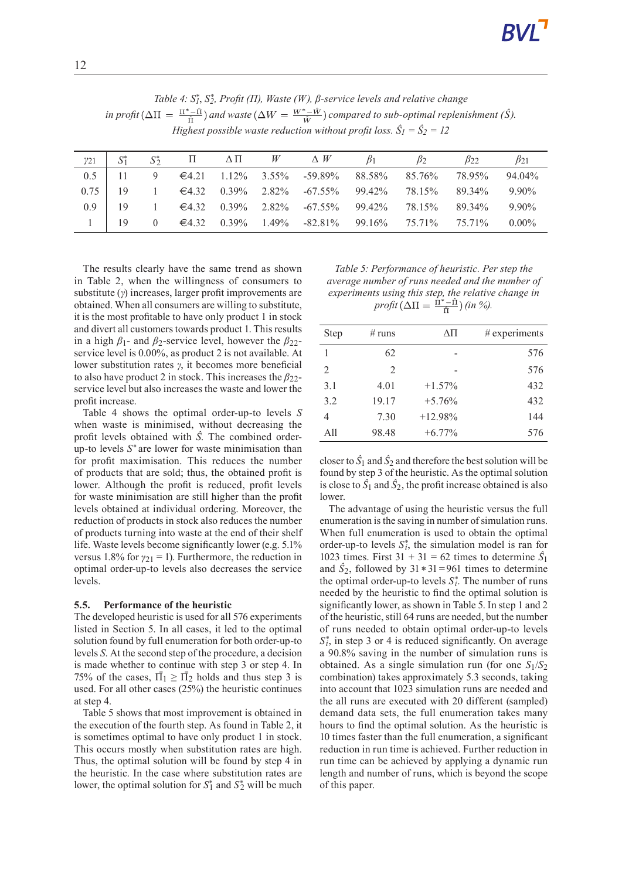Table 4: $S_1^*$, $S_2^*$, Profit (Π), Waste (W), β-service levels and relative change in profit ($\Delta\Pi = \frac{\Pi^* - \hat{\Pi}}{\hat{\Pi}}$) and waste ($\Delta W = \frac{W^* - \hat{W}}{\hat{W}}$) compared to sub-optimal replenishment ($\hat{S}$). Highest possible waste reduction without profit loss. $\hat{S}_1 = \hat{S}_2 = 12$

| $\gamma_{21}$ | $S_1^*$ | $S_2^*$ | Π | ΔΠ | $W$ | Δ $W$ | $\beta_1$ | $\beta_2$ | $\beta_{22}$ | $\beta_{21}$ |
|---|---|---|---|---|---|---|---|---|---|---|
| 0.5 | 11 | 9 | €4.21 | 1.12% | 3.55% | -59.89% | 88.58% | 85.76% | 78.95% | 94.04% |
| 0.75 | 19 | 1 | €4.32 | 0.39% | 2.82% | -67.55% | 99.42% | 78.15% | 89.34% | 9.90% |
| 0.9 | 19 | 1 | €4.32 | 0.39% | 2.82% | -67.55% | 99.42% | 78.15% | 89.34% | 9.90% |
| 1 | 19 | 0 | €4.32 | 0.39% | 1.49% | -82.81% | 99.16% | 75.71% | 75.71% | 0.00% |

The results clearly have the same trend as shown in Table 2, when the willingness of consumers to substitute ($\gamma$) increases, larger profit improvements are obtained. When all consumers are willing to substitute, it is the most profitable to have only product 1 in stock and divert all customers towards product 1. This results in a high $\beta_1$- and $\beta_2$-service level, however the $\beta_{22}$-service level is 0.00%, as product 2 is not available. At lower substitution rates $\gamma$, it becomes more beneficial to also have product 2 in stock. This increases the $\beta_{22}$-service level but also increases the waste and lower the profit increase.

Table 4 shows the optimal order-up-to levels $S$ when waste is minimised, without decreasing the profit levels obtained with $\hat{S}$. The combined order-up-to levels $S^*$ are lower for waste minimisation than for profit maximisation. This reduces the number of products that are sold; thus, the obtained profit is lower. Although the profit is reduced, profit levels for waste minimisation are still higher than the profit levels obtained at individual ordering. Moreover, the reduction of products in stock also reduces the number of products turning into waste at the end of their shelf life. Waste levels become significantly lower (e.g. 5.1% versus 1.8% for $\gamma_{21} = 1$). Furthermore, the reduction in optimal order-up-to levels also decreases the service levels.

### 5.5. Performance of the heuristic

The developed heuristic is used for all 576 experiments listed in Section 5. In all cases, it led to the optimal solution found by full enumeration for both order-up-to levels $S$. At the second step of the procedure, a decision is made whether to continue with step 3 or step 4. In 75% of the cases, $\bar{\Pi}_1 \geq \bar{\Pi}_2$ holds and thus step 3 is used. For all other cases (25%) the heuristic continues at step 4.

Table 5 shows that most improvement is obtained in the execution of the fourth step. As found in Table 2, it is sometimes optimal to have only product 1 in stock. This occurs mostly when substitution rates are high. Thus, the optimal solution will be found by step 4 in the heuristic. In the case where substitution rates are lower, the optimal solution for $S_1^*$ and $S_2^*$ will be much closer to $\hat{S}_1$ and $\hat{S}_2$ and therefore the best solution will be found by step 3 of the heuristic. As the optimal solution is close to $\hat{S}_1$ and $\hat{S}_2$, the profit increase obtained is also lower.

Table 5: Performance of heuristic. Per step the average number of runs needed and the number of experiments using this step, the relative change in profit ($\Delta\Pi = \frac{\Pi^* - \hat{\Pi}}{\hat{\Pi}}$) (in %).

| Step | # runs | ΔΠ | # experiments |
|---|---|---|---|
| 1 | 62 | - | 576 |
| 2 | 2 | - | 576 |
| 3.1 | 4.01 | +1.57% | 432 |
| 3.2 | 19.17 | +5.76% | 432 |
| 4 | 7.30 | +12.98% | 144 |
| All | 98.48 | +6.77% | 576 |

The advantage of using the heuristic versus the full enumeration is the saving in number of simulation runs. When full enumeration is used to obtain the optimal order-up-to levels $S_i^*$, the simulation model is ran for 1023 times. First 31 + 31 = 62 times to determine $\hat{S}_1$ and $\hat{S}_2$, followed by $31 * 31 = 961$ times to determine the optimal order-up-to levels $S_i^*$. The number of runs needed by the heuristic to find the optimal solution is significantly lower, as shown in Table 5. In step 1 and 2 of the heuristic, still 64 runs are needed, but the number of runs needed to obtain optimal order-up-to levels $S_i^*$, in step 3 or 4 is reduced significantly. On average a 90.8% saving in the number of simulation runs is obtained. As a single simulation run (for one $S_1/S_2$ combination) takes approximately 5.3 seconds, taking into account that 1023 simulation runs are needed and the all runs are executed with 20 different (sampled) demand data sets, the full enumeration takes many hours to find the optimal solution. As the heuristic is 10 times faster than the full enumeration, a significant reduction in run time is achieved. Further reduction in run time can be achieved by applying a dynamic run length and number of runs, which is beyond the scope of this paper.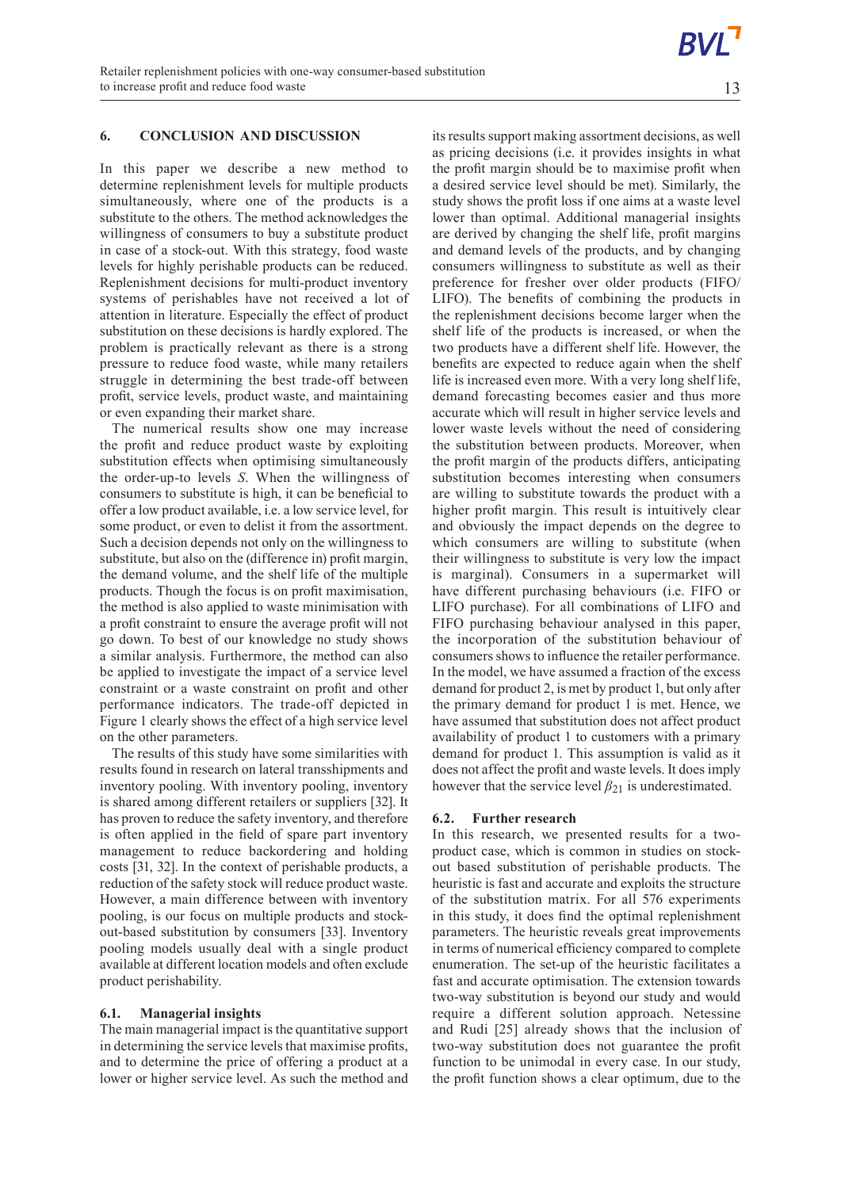## 6. CONCLUSION AND DISCUSSION

In this paper we describe a new method to determine replenishment levels for multiple products simultaneously, where one of the products is a substitute to the others. The method acknowledges the willingness of consumers to buy a substitute product in case of a stock-out. With this strategy, food waste levels for highly perishable products can be reduced. Replenishment decisions for multi-product inventory systems of perishables have not received a lot of attention in literature. Especially the effect of product substitution on these decisions is hardly explored. The problem is practically relevant as there is a strong pressure to reduce food waste, while many retailers struggle in determining the best trade-off between profit, service levels, product waste, and maintaining or even expanding their market share.

The numerical results show one may increase the profit and reduce product waste by exploiting substitution effects when optimising simultaneously the order-up-to levels *S*. When the willingness of consumers to substitute is high, it can be beneficial to offer a low product available, i.e. a low service level, for some product, or even to delist it from the assortment. Such a decision depends not only on the willingness to substitute, but also on the (difference in) profit margin, the demand volume, and the shelf life of the multiple products. Though the focus is on profit maximisation, the method is also applied to waste minimisation with a profit constraint to ensure the average profit will not go down. To best of our knowledge no study shows a similar analysis. Furthermore, the method can also be applied to investigate the impact of a service level constraint or a waste constraint on profit and other performance indicators. The trade-off depicted in Figure 1 clearly shows the effect of a high service level on the other parameters.

The results of this study have some similarities with results found in research on lateral transshipments and inventory pooling. With inventory pooling, inventory is shared among different retailers or suppliers [32]. It has proven to reduce the safety inventory, and therefore is often applied in the field of spare part inventory management to reduce backordering and holding costs [31, 32]. In the context of perishable products, a reduction of the safety stock will reduce product waste. However, a main difference between with inventory pooling, is our focus on multiple products and stock-out-based substitution by consumers [33]. Inventory pooling models usually deal with a single product available at different location models and often exclude product perishability.

### 6.1. Managerial insights

The main managerial impact is the quantitative support in determining the service levels that maximise profits, and to determine the price of offering a product at a lower or higher service level. As such the method and its results support making assortment decisions, as well as pricing decisions (i.e. it provides insights in what the profit margin should be to maximise profit when a desired service level should be met). Similarly, the study shows the profit loss if one aims at a waste level lower than optimal. Additional managerial insights are derived by changing the shelf life, profit margins and demand levels of the products, and by changing consumers willingness to substitute as well as their preference for fresher over older products (FIFO/LIFO). The benefits of combining the products in the replenishment decisions become larger when the shelf life of the products is increased, or when the two products have a different shelf life. However, the benefits are expected to reduce again when the shelf life is increased even more. With a very long shelf life, demand forecasting becomes easier and thus more accurate which will result in higher service levels and lower waste levels without the need of considering the substitution between products. Moreover, when the profit margin of the products differs, anticipating substitution becomes interesting when consumers are willing to substitute towards the product with a higher profit margin. This result is intuitively clear and obviously the impact depends on the degree to which consumers are willing to substitute (when their willingness to substitute is very low the impact is marginal). Consumers in a supermarket will have different purchasing behaviours (i.e. FIFO or LIFO purchase). For all combinations of LIFO and FIFO purchasing behaviour analysed in this paper, the incorporation of the substitution behaviour of consumers shows to influence the retailer performance. In the model, we have assumed a fraction of the excess demand for product 2, is met by product 1, but only after the primary demand for product 1 is met. Hence, we have assumed that substitution does not affect product availability of product 1 to customers with a primary demand for product 1. This assumption is valid as it does not affect the profit and waste levels. It does imply however that the service level $\beta_{21}$ is underestimated.

### 6.2. Further research

In this research, we presented results for a two-product case, which is common in studies on stock-out based substitution of perishable products. The heuristic is fast and accurate and exploits the structure of the substitution matrix. For all 576 experiments in this study, it does find the optimal replenishment parameters. The heuristic reveals great improvements in terms of numerical efficiency compared to complete enumeration. The set-up of the heuristic facilitates a fast and accurate optimisation. The extension towards two-way substitution is beyond our study and would require a different solution approach. Netessine and Rudi [25] already shows that the inclusion of two-way substitution does not guarantee the profit function to be unimodal in every case. In our study, the profit function shows a clear optimum, due to the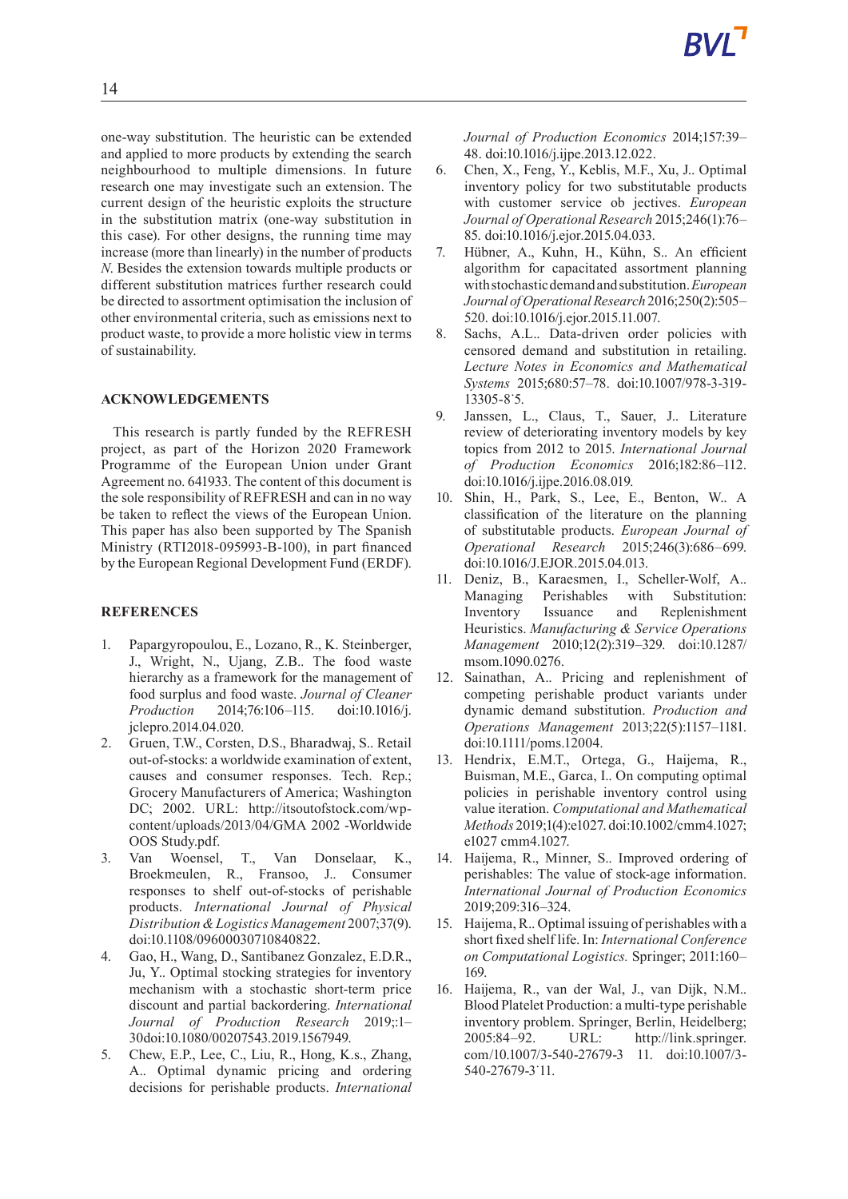one-way substitution. The heuristic can be extended and applied to more products by extending the search neighbourhood to multiple dimensions. In future research one may investigate such an extension. The current design of the heuristic exploits the structure in the substitution matrix (one-way substitution in this case). For other designs, the running time may increase (more than linearly) in the number of products *N*. Besides the extension towards multiple products or different substitution matrices further research could be directed to assortment optimisation the inclusion of other environmental criteria, such as emissions next to product waste, to provide a more holistic view in terms of sustainability.

## ACKNOWLEDGEMENTS

This research is partly funded by the REFRESH project, as part of the Horizon 2020 Framework Programme of the European Union under Grant Agreement no. 641933. The content of this document is the sole responsibility of REFRESH and can in no way be taken to reflect the views of the European Union. This paper has also been supported by The Spanish Ministry (RTI2018-095993-B-100), in part financed by the European Regional Development Fund (ERDF).

## REFERENCES

1. Papargyropoulou, E., Lozano, R., K. Steinberger, J., Wright, N., Ujang, Z.B.. The food waste hierarchy as a framework for the management of food surplus and food waste. *Journal of Cleaner Production* 2014;76:106–115. doi:10.1016/j.jclepro.2014.04.020.
2. Gruen, T.W., Corsten, D.S., Bharadwaj, S.. Retail out-of-stocks: a worldwide examination of extent, causes and consumer responses. Tech. Rep.; Grocery Manufacturers of America; Washington DC; 2002. URL: http://itsoutofstock.com/wp-content/uploads/2013/04/GMA 2002 -Worldwide OOS Study.pdf.
3. Van Woensel, T., Van Donselaar, K., Broekmeulen, R., Fransoo, J.. Consumer responses to shelf out-of-stocks of perishable products. *International Journal of Physical Distribution & Logistics Management* 2007;37(9). doi:10.1108/09600030710840822.
4. Gao, H., Wang, D., Santibanez Gonzalez, E.D.R., Ju, Y.. Optimal stocking strategies for inventory mechanism with a stochastic short-term price discount and partial backordering. *International Journal of Production Research* 2019;:1–30doi:10.1080/00207543.2019.1567949.
5. Chew, E.P., Lee, C., Liu, R., Hong, K.s., Zhang, A.. Optimal dynamic pricing and ordering decisions for perishable products. *International Journal of Production Economics* 2014;157:39–48. doi:10.1016/j.ijpe.2013.12.022.
6. Chen, X., Feng, Y., Keblis, M.F., Xu, J.. Optimal inventory policy for two substitutable products with customer service ob jectives. *European Journal of Operational Research* 2015;246(1):76–85. doi:10.1016/j.ejor.2015.04.033.
7. Hübner, A., Kuhn, H., Kühn, S.. An efficient algorithm for capacitated assortment planning with stochastic demand and substitution. *European Journal of Operational Research* 2016;250(2):505–520. doi:10.1016/j.ejor.2015.11.007.
8. Sachs, A.L.. Data-driven order policies with censored demand and substitution in retailing. *Lecture Notes in Economics and Mathematical Systems* 2015;680:57–78. doi:10.1007/978-3-319-13305-8˙5.
9. Janssen, L., Claus, T., Sauer, J.. Literature review of deteriorating inventory models by key topics from 2012 to 2015. *International Journal of Production Economics* 2016;182:86–112. doi:10.1016/j.ijpe.2016.08.019.
10. Shin, H., Park, S., Lee, E., Benton, W.. A classification of the literature on the planning of substitutable products. *European Journal of Operational Research* 2015;246(3):686–699. doi:10.1016/J.EJOR.2015.04.013.
11. Deniz, B., Karaesmen, I., Scheller-Wolf, A.. Managing Perishables with Substitution: Inventory Issuance and Replenishment Heuristics. *Manufacturing & Service Operations Management* 2010;12(2):319–329. doi:10.1287/msom.1090.0276.
12. Sainathan, A.. Pricing and replenishment of competing perishable product variants under dynamic demand substitution. *Production and Operations Management* 2013;22(5):1157–1181. doi:10.1111/poms.12004.
13. Hendrix, E.M.T., Ortega, G., Haijema, R., Buisman, M.E., Garca, I.. On computing optimal policies in perishable inventory control using value iteration. *Computational and Mathematical Methods* 2019;1(4):e1027. doi:10.1002/cmm4.1027; e1027 cmm4.1027.
14. Haijema, R., Minner, S.. Improved ordering of perishables: The value of stock-age information. *International Journal of Production Economics* 2019;209:316–324.
15. Haijema, R.. Optimal issuing of perishables with a short fixed shelf life. In: *International Conference on Computational Logistics.* Springer; 2011:160–169.
16. Haijema, R., van der Wal, J., van Dijk, N.M.. Blood Platelet Production: a multi-type perishable inventory problem. Springer, Berlin, Heidelberg; 2005:84–92. URL: http://link.springer.com/10.1007/3-540-27679-3 11. doi:10.1007/3-540-27679-3˙11.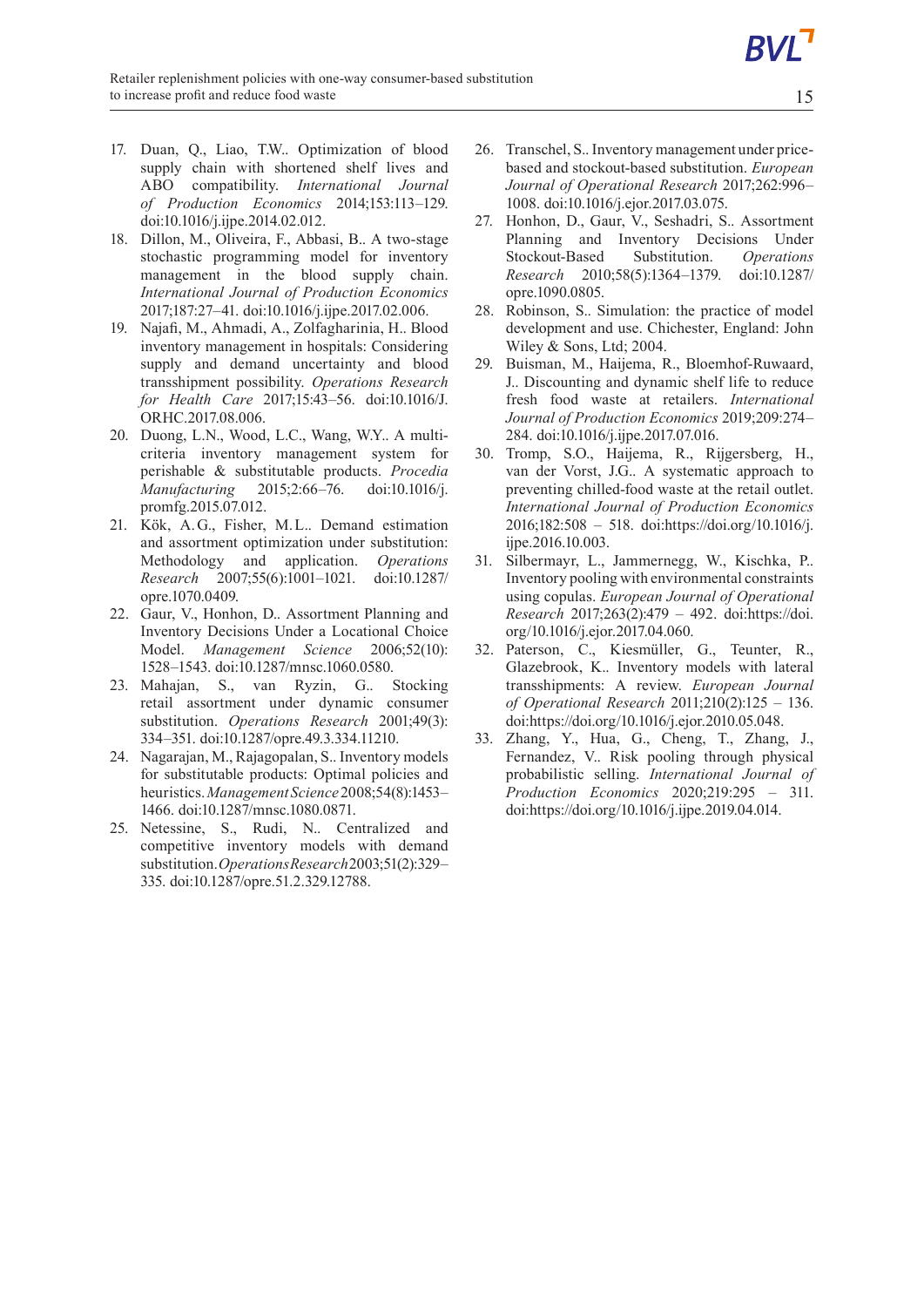17. Duan, Q., Liao, T.W.. Optimization of blood supply chain with shortened shelf lives and ABO compatibility. *International Journal of Production Economics* 2014;153:113–129. doi:10.1016/j.ijpe.2014.02.012.
18. Dillon, M., Oliveira, F., Abbasi, B.. A two-stage stochastic programming model for inventory management in the blood supply chain. *International Journal of Production Economics* 2017;187:27–41. doi:10.1016/j.ijpe.2017.02.006.
19. Najafi, M., Ahmadi, A., Zolfagharinia, H.. Blood inventory management in hospitals: Considering supply and demand uncertainty and blood transshipment possibility. *Operations Research for Health Care* 2017;15:43–56. doi:10.1016/J.ORHC.2017.08.006.
20. Duong, L.N., Wood, L.C., Wang, W.Y.. A multi-criteria inventory management system for perishable & substitutable products. *Procedia Manufacturing* 2015;2:66–76. doi:10.1016/j.promfg.2015.07.012.
21. Kök, A.G., Fisher, M.L.. Demand estimation and assortment optimization under substitution: Methodology and application. *Operations Research* 2007;55(6):1001–1021. doi:10.1287/opre.1070.0409.
22. Gaur, V., Honhon, D.. Assortment Planning and Inventory Decisions Under a Locational Choice Model. *Management Science* 2006;52(10): 1528–1543. doi:10.1287/mnsc.1060.0580.
23. Mahajan, S., van Ryzin, G.. Stocking retail assortment under dynamic consumer substitution. *Operations Research* 2001;49(3): 334–351. doi:10.1287/opre.49.3.334.11210.
24. Nagarajan, M., Rajagopalan, S.. Inventory models for substitutable products: Optimal policies and heuristics. *Management Science* 2008;54(8):1453–1466. doi:10.1287/mnsc.1080.0871.
25. Netessine, S., Rudi, N.. Centralized and competitive inventory models with demand substitution. *Operations Research* 2003;51(2):329–335. doi:10.1287/opre.51.2.329.12788.
26. Transchel, S.. Inventory management under price-based and stockout-based substitution. *European Journal of Operational Research* 2017;262:996–1008. doi:10.1016/j.ejor.2017.03.075.
27. Honhon, D., Gaur, V., Seshadri, S.. Assortment Planning and Inventory Decisions Under Stockout-Based Substitution. *Operations Research* 2010;58(5):1364–1379. doi:10.1287/opre.1090.0805.
28. Robinson, S.. Simulation: the practice of model development and use. Chichester, England: John Wiley & Sons, Ltd; 2004.
29. Buisman, M., Haijema, R., Bloemhof-Ruwaard, J.. Discounting and dynamic shelf life to reduce fresh food waste at retailers. *International Journal of Production Economics* 2019;209:274–284. doi:10.1016/j.ijpe.2017.07.016.
30. Tromp, S.O., Haijema, R., Rijgersberg, H., van der Vorst, J.G.. A systematic approach to preventing chilled-food waste at the retail outlet. *International Journal of Production Economics* 2016;182:508 – 518. doi:https://doi.org/10.1016/j.ijpe.2016.10.003.
31. Silbermayr, L., Jammernegg, W., Kischka, P.. Inventory pooling with environmental constraints using copulas. *European Journal of Operational Research* 2017;263(2):479 – 492. doi:https://doi.org/10.1016/j.ejor.2017.04.060.
32. Paterson, C., Kiesmüller, G., Teunter, R., Glazebrook, K.. Inventory models with lateral transshipments: A review. *European Journal of Operational Research* 2011;210(2):125 – 136. doi:https://doi.org/10.1016/j.ejor.2010.05.048.
33. Zhang, Y., Hua, G., Cheng, T., Zhang, J., Fernandez, V.. Risk pooling through physical probabilistic selling. *International Journal of Production Economics* 2020;219:295 – 311. doi:https://doi.org/10.1016/j.ijpe.2019.04.014.